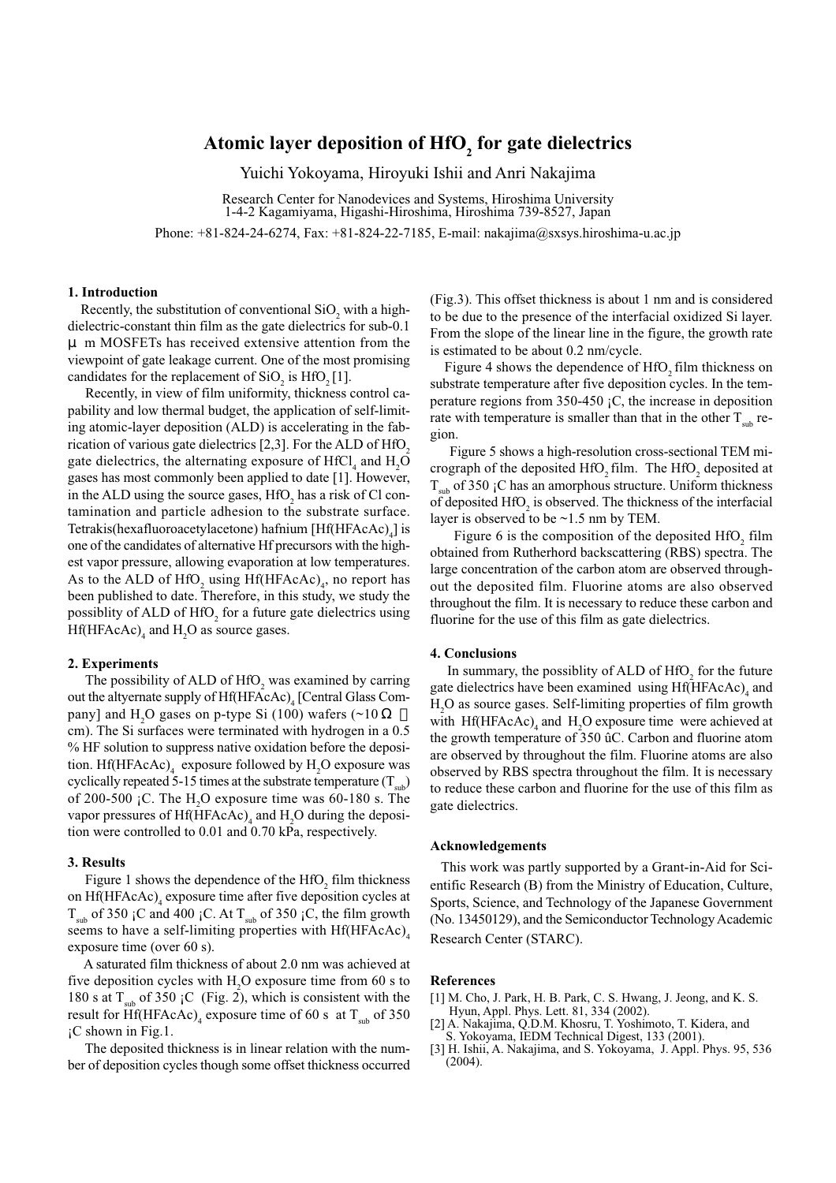# Atomic layer deposition of $HfO_2$ for gate dielectrics

Yuichi Yokoyama, Hiroyuki Ishii and Anri Nakajima

Research Center for Nanodevices and Systems, Hiroshima University
1-4-2 Kagamiyama, Higashi-Hiroshima, Hiroshima 739-8527, Japan

Phone: +81-824-24-6274, Fax: +81-824-22-7185, E-mail: nakajima@sxsys.hiroshima-u.ac.jp

## 1. Introduction

Recently, the substitution of conventional $SiO_2$ with a high-dielectric-constant thin film as the gate dielectrics for sub-0.1 μ m MOSFETs has received extensive attention from the viewpoint of gate leakage current. One of the most promising candidates for the replacement of $SiO_2$ is $HfO_2$ [1].

Recently, in view of film uniformity, thickness control capability and low thermal budget, the application of self-limiting atomic-layer deposition (ALD) is accelerating in the fabrication of various gate dielectrics [2,3]. For the ALD of $HfO_2$ gate dielectrics, the alternating exposure of $HfCl_4$ and $H_2O$ gases has most commonly been applied to date [1]. However, in the ALD using the source gases, $HfO_2$ has a risk of Cl contamination and particle adhesion to the substrate surface. Tetrakis(hexafluoroacetylacetone) hafnium [$Hf(HFAcAc)_4$] is one of the candidates of alternative Hf precursors with the highest vapor pressure, allowing evaporation at low temperatures. As to the ALD of $HfO_2$ using $Hf(HFAcAc)_4$, no report has been published to date. Therefore, in this study, we study the possiblity of ALD of $HfO_2$ for a future gate dielectrics using $Hf(HFAcAc)_4$ and $H_2O$ as source gases.

## 2. Experiments

The possibility of ALD of $HfO_2$ was examined by carring out the altyernate supply of $Hf(HFAcAc)_4$ [Central Glass Company] and $H_2O$ gases on p-type Si (100) wafers (~10 Ω cm). The Si surfaces were terminated with hydrogen in a 0.5 % HF solution to suppress native oxidation before the deposition. $Hf(HFAcAc)_4$ exposure followed by $H_2O$ exposure was cyclically repeated 5-15 times at the substrate temperature ($T_{sub}$) of 200-500 ¡C. The $H_2O$ exposure time was 60-180 s. The vapor pressures of $Hf(HFAcAc)_4$ and $H_2O$ during the deposition were controlled to 0.01 and 0.70 kPa, respectively.

## 3. Results

Figure 1 shows the dependence of the $HfO_2$ film thickness on $Hf(HFAcAc)_4$ exposure time after five deposition cycles at $T_{sub}$ of 350 ¡C and 400 ¡C. At $T_{sub}$ of 350 ¡C, the film growth seems to have a self-limiting properties with $Hf(HFAcAc)_4$ exposure time (over 60 s).

A saturated film thickness of about 2.0 nm was achieved at five deposition cycles with $H_2O$ exposure time from 60 s to 180 s at $T_{sub}$ of 350 ¡C (Fig. 2), which is consistent with the result for $Hf(HFAcAc)_4$ exposure time of 60 s at $T_{sub}$ of 350 ¡C shown in Fig.1.

The deposited thickness is in linear relation with the number of deposition cycles though some offset thickness occurred (Fig.3). This offset thickness is about 1 nm and is considered to be due to the presence of the interfacial oxidized Si layer. From the slope of the linear line in the figure, the growth rate is estimated to be about 0.2 nm/cycle.

Figure 4 shows the dependence of $HfO_2$ film thickness on substrate temperature after five deposition cycles. In the temperature regions from 350-450 ¡C, the increase in deposition rate with temperature is smaller than that in the other $T_{sub}$ region.

Figure 5 shows a high-resolution cross-sectional TEM micrograph of the deposited $HfO_2$ film. The $HfO_2$ deposited at $T_{sub}$ of 350 ¡C has an amorphous structure. Uniform thickness of deposited $HfO_2$ is observed. The thickness of the interfacial layer is observed to be ~1.5 nm by TEM.

Figure 6 is the composition of the deposited $HfO_2$ film obtained from Rutherhord backscattering (RBS) spectra. The large concentration of the carbon atom are observed throughout the deposited film. Fluorine atoms are also observed throughout the film. It is necessary to reduce these carbon and fluorine for the use of this film as gate dielectrics.

## 4. Conclusions

In summary, the possiblity of ALD of $HfO_2$ for the future gate dielectrics have been examined using $Hf(HFAcAc)_4$ and $H_2O$ as source gases. Self-limiting properties of film growth with $Hf(HFAcAc)_4$ and $H_2O$ exposure time were achieved at the growth temperature of 350 ûC. Carbon and fluorine atom are observed by throughout the film. Fluorine atoms are also observed by RBS spectra throughout the film. It is necessary to reduce these carbon and fluorine for the use of this film as gate dielectrics.

## Acknowledgements

This work was partly supported by a Grant-in-Aid for Scientific Research (B) from the Ministry of Education, Culture, Sports, Science, and Technology of the Japanese Government (No. 13450129), and the Semiconductor Technology Academic Research Center (STARC).

## References

[1] M. Cho, J. Park, H. B. Park, C. S. Hwang, J. Jeong, and K. S. Hyun, Appl. Phys. Lett. 81, 334 (2002).
[2] A. Nakajima, Q.D.M. Khosru, T. Yoshimoto, T. Kidera, and S. Yokoyama, IEDM Technical Digest, 133 (2001).
[3] H. Ishii, A. Nakajima, and S. Yokoyama, J. Appl. Phys. 95, 536 (2004).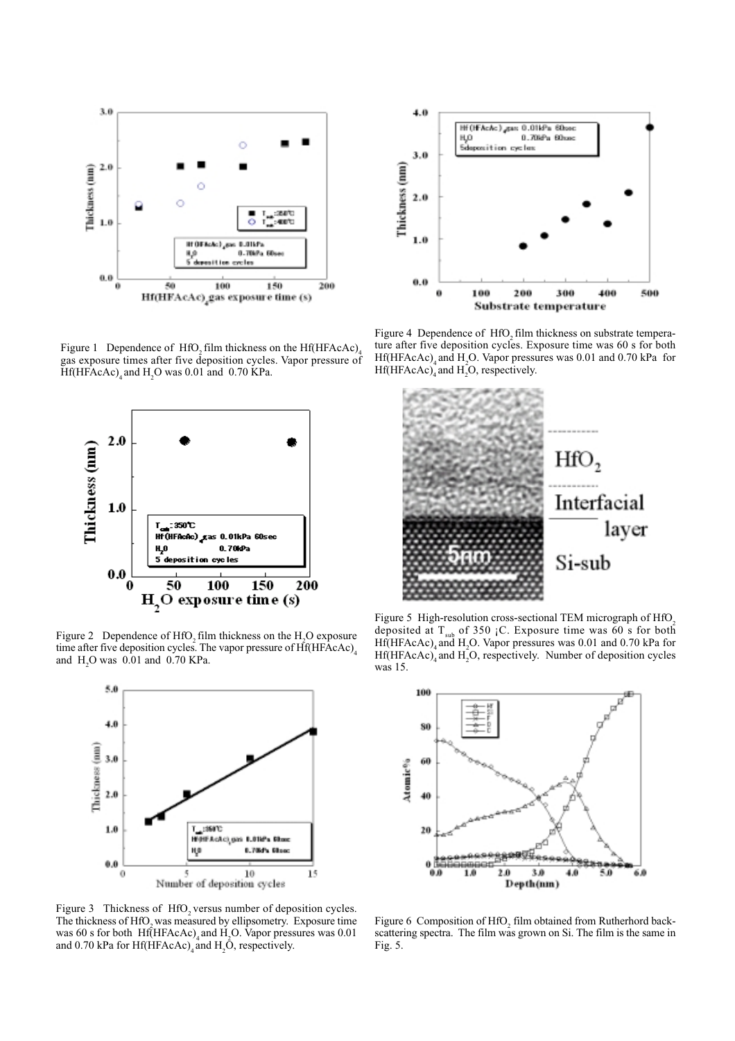3.0

2.0

1.0

0.0

0 50 100 150 200

Thickness (nm)

Hf(HFAcAc)$_4$ gas exposure time (s)

■ $T_{sub}$:350℃
○ $T_{sub}$:400℃

Hf(HFAcAc)$_4$gas 0.01kPa
$H_2O$ 0.70kPa 60sec
5 deposition cycles

Figure 1 Dependence of $HfO_2$ film thickness on the Hf(HFAcAc)$_4$ gas exposure times after five deposition cycles. Vapor pressure of Hf(HFAcAc)$_4$ and $H_2O$ was 0.01 and 0.70 KPa.

2.0

1.0

0.0

0 50 100 150 200

Thickness (nm)

$H_2O$ exposure time (s)

$T_{sub}$:350℃
Hf(HFAcAc)$_4$gas 0.01kPa 60sec
$H_2O$ 0.70kPa
5 deposition cycles

Figure 2 Dependence of $HfO_2$ film thickness on the $H_2O$ exposure time after five deposition cycles. The vapor pressure of Hf(HFAcAc)$_4$ and $H_2O$ was 0.01 and 0.70 KPa.

5.0

4.0

3.0

2.0

1.0

0.0

0 5 10 15

Thickness (nm)

Number of deposition cycles

$T_{sub}$:350℃
Hf(HFAcAc)$_4$gas 0.01kPa 60sec
$H_2O$ 0.70kPa 60sec

Figure 3 Thickness of $HfO_2$ versus number of deposition cycles. The thickness of $HfO_2$ was measured by ellipsometry. Exposure time was 60 s for both Hf(HFAcAc)$_4$ and $H_2O$. Vapor pressures was 0.01 and 0.70 kPa for Hf(HFAcAc)$_4$ and $H_2O$, respectively.

4.0

3.0

2.0

1.0

0.0

0 100 200 300 400 500

Thickness (nm)

Substrate temperature

Hf(HFAcAc)$_4$gas 0.01kPa 60sec
$H_2O$ 0.70kPa 60sec
5deposition cycles

Figure 4 Dependence of $HfO_2$ film thickness on substrate temperature after five deposition cycles. Exposure time was 60 s for both Hf(HFAcAc)$_4$ and $H_2O$. Vapor pressures was 0.01 and 0.70 kPa for Hf(HFAcAc)$_4$ and $H_2O$, respectively.

$HfO_2$

Interfacial layer

Si-sub

5nm

Figure 5 High-resolution cross-sectional TEM micrograph of $HfO_2$ deposited at $T_{sub}$ of 350 ¡C. Exposure time was 60 s for both Hf(HFAcAc)$_4$ and $H_2O$. Vapor pressures was 0.01 and 0.70 kPa for Hf(HFAcAc)$_4$ and $H_2O$, respectively. Number of deposition cycles was 15.

100

80

60

40

20

0

0.0 1.0 2.0 3.0 4.0 5.0 6.0

Atomic%

Depth(nm)

Hf
Si
F
O
C

Figure 6 Composition of $HfO_2$ film obtained from Rutherhord backscattering spectra. The film was grown on Si. The film is the same in Fig. 5.